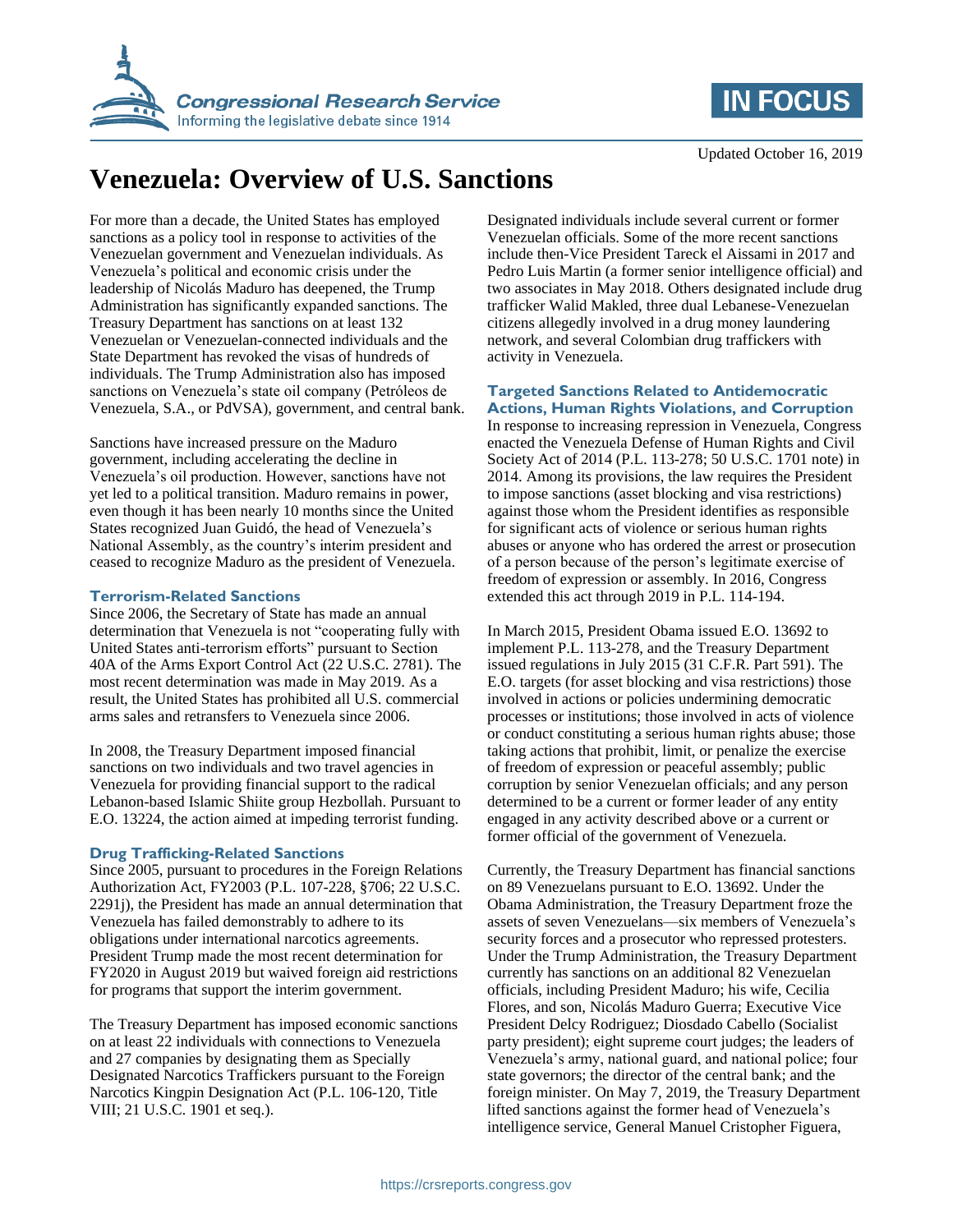Updated October 16, 2019

# Venezuela: Overview of U.S. Sanctions

For more than a decade, the United States has employed sanctions as a policy tool in response to activities of the Venezuelan government and Venezuelan individuals. As Venezuela's political and economic crisis under the leadership of Nicolás Maduro has deepened, the Trump Administration has significantly expanded sanctions. The Treasury Department has sanctions on at least 132 Venezuelan or Venezuelan-connected individuals and the State Department has revoked the visas of hundreds of individuals. The Trump Administration also has imposed sanctions on Venezuela's state oil company (Petróleos de Venezuela, S.A., or PdVSA), government, and central bank.

Sanctions have increased pressure on the Maduro government, including accelerating the decline in Venezuela's oil production. However, sanctions have not yet led to a political transition. Maduro remains in power, even though it has been nearly 10 months since the United States recognized Juan Guidó, the head of Venezuela's National Assembly, as the country's interim president and ceased to recognize Maduro as the president of Venezuela.

## Terrorism-Related Sanctions

Since 2006, the Secretary of State has made an annual determination that Venezuela is not "cooperating fully with United States anti-terrorism efforts" pursuant to Section 40A of the Arms Export Control Act (22 U.S.C. 2781). The most recent determination was made in May 2019. As a result, the United States has prohibited all U.S. commercial arms sales and retransfers to Venezuela since 2006.

In 2008, the Treasury Department imposed financial sanctions on two individuals and two travel agencies in Venezuela for providing financial support to the radical Lebanon-based Islamic Shiite group Hezbollah. Pursuant to E.O. 13224, the action aimed at impeding terrorist funding.

## Drug Trafficking-Related Sanctions

Since 2005, pursuant to procedures in the Foreign Relations Authorization Act, FY2003 (P.L. 107-228, §706; 22 U.S.C. 2291j), the President has made an annual determination that Venezuela has failed demonstrably to adhere to its obligations under international narcotics agreements. President Trump made the most recent determination for FY2020 in August 2019 but waived foreign aid restrictions for programs that support the interim government.

The Treasury Department has imposed economic sanctions on at least 22 individuals with connections to Venezuela and 27 companies by designating them as Specially Designated Narcotics Traffickers pursuant to the Foreign Narcotics Kingpin Designation Act (P.L. 106-120, Title VIII; 21 U.S.C. 1901 et seq.).

Designated individuals include several current or former Venezuelan officials. Some of the more recent sanctions include then-Vice President Tareck el Aissami in 2017 and Pedro Luis Martin (a former senior intelligence official) and two associates in May 2018. Others designated include drug trafficker Walid Makled, three dual Lebanese-Venezuelan citizens allegedly involved in a drug money laundering network, and several Colombian drug traffickers with activity in Venezuela.

## Targeted Sanctions Related to Antidemocratic Actions, Human Rights Violations, and Corruption

In response to increasing repression in Venezuela, Congress enacted the Venezuela Defense of Human Rights and Civil Society Act of 2014 (P.L. 113-278; 50 U.S.C. 1701 note) in 2014. Among its provisions, the law requires the President to impose sanctions (asset blocking and visa restrictions) against those whom the President identifies as responsible for significant acts of violence or serious human rights abuses or anyone who has ordered the arrest or prosecution of a person because of the person's legitimate exercise of freedom of expression or assembly. In 2016, Congress extended this act through 2019 in P.L. 114-194.

In March 2015, President Obama issued E.O. 13692 to implement P.L. 113-278, and the Treasury Department issued regulations in July 2015 (31 C.F.R. Part 591). The E.O. targets (for asset blocking and visa restrictions) those involved in actions or policies undermining democratic processes or institutions; those involved in acts of violence or conduct constituting a serious human rights abuse; those taking actions that prohibit, limit, or penalize the exercise of freedom of expression or peaceful assembly; public corruption by senior Venezuelan officials; and any person determined to be a current or former leader of any entity engaged in any activity described above or a current or former official of the government of Venezuela.

Currently, the Treasury Department has financial sanctions on 89 Venezuelans pursuant to E.O. 13692. Under the Obama Administration, the Treasury Department froze the assets of seven Venezuelans—six members of Venezuela's security forces and a prosecutor who repressed protesters. Under the Trump Administration, the Treasury Department currently has sanctions on an additional 82 Venezuelan officials, including President Maduro; his wife, Cecilia Flores, and son, Nicolás Maduro Guerra; Executive Vice President Delcy Rodriguez; Diosdado Cabello (Socialist party president); eight supreme court judges; the leaders of Venezuela's army, national guard, and national police; four state governors; the director of the central bank; and the foreign minister. On May 7, 2019, the Treasury Department lifted sanctions against the former head of Venezuela's intelligence service, General Manuel Cristopher Figuera,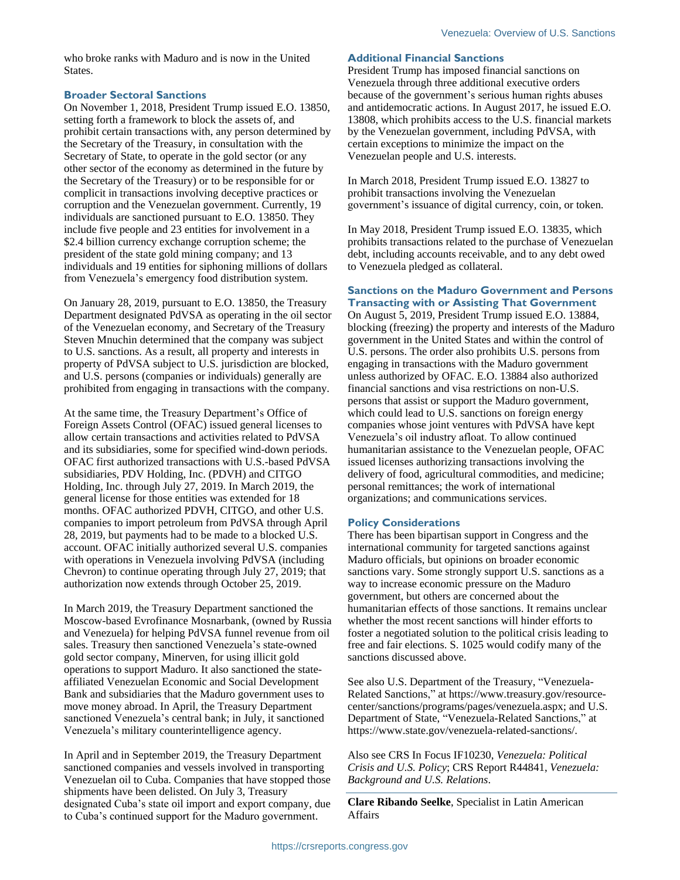who broke ranks with Maduro and is now in the United States.

### Broader Sectoral Sanctions

On November 1, 2018, President Trump issued E.O. 13850, setting forth a framework to block the assets of, and prohibit certain transactions with, any person determined by the Secretary of the Treasury, in consultation with the Secretary of State, to operate in the gold sector (or any other sector of the economy as determined in the future by the Secretary of the Treasury) or to be responsible for or complicit in transactions involving deceptive practices or corruption and the Venezuelan government. Currently, 19 individuals are sanctioned pursuant to E.O. 13850. They include five people and 23 entities for involvement in a $2.4 billion currency exchange corruption scheme; the president of the state gold mining company; and 13 individuals and 19 entities for siphoning millions of dollars from Venezuela's emergency food distribution system.

On January 28, 2019, pursuant to E.O. 13850, the Treasury Department designated PdVSA as operating in the oil sector of the Venezuelan economy, and Secretary of the Treasury Steven Mnuchin determined that the company was subject to U.S. sanctions. As a result, all property and interests in property of PdVSA subject to U.S. jurisdiction are blocked, and U.S. persons (companies or individuals) generally are prohibited from engaging in transactions with the company.

At the same time, the Treasury Department's Office of Foreign Assets Control (OFAC) issued general licenses to allow certain transactions and activities related to PdVSA and its subsidiaries, some for specified wind-down periods. OFAC first authorized transactions with U.S.-based PdVSA subsidiaries, PDV Holding, Inc. (PDVH) and CITGO Holding, Inc. through July 27, 2019. In March 2019, the general license for those entities was extended for 18 months. OFAC authorized PDVH, CITGO, and other U.S. companies to import petroleum from PdVSA through April 28, 2019, but payments had to be made to a blocked U.S. account. OFAC initially authorized several U.S. companies with operations in Venezuela involving PdVSA (including Chevron) to continue operating through July 27, 2019; that authorization now extends through October 25, 2019.

In March 2019, the Treasury Department sanctioned the Moscow-based Evrofinance Mosnarbank, (owned by Russia and Venezuela) for helping PdVSA funnel revenue from oil sales. Treasury then sanctioned Venezuela's state-owned gold sector company, Minerven, for using illicit gold operations to support Maduro. It also sanctioned the state-affiliated Venezuelan Economic and Social Development Bank and subsidiaries that the Maduro government uses to move money abroad. In April, the Treasury Department sanctioned Venezuela's central bank; in July, it sanctioned Venezuela's military counterintelligence agency.

In April and in September 2019, the Treasury Department sanctioned companies and vessels involved in transporting Venezuelan oil to Cuba. Companies that have stopped those shipments have been delisted. On July 3, Treasury designated Cuba's state oil import and export company, due to Cuba's continued support for the Maduro government.

### Additional Financial Sanctions

President Trump has imposed financial sanctions on Venezuela through three additional executive orders because of the government's serious human rights abuses and antidemocratic actions. In August 2017, he issued E.O. 13808, which prohibits access to the U.S. financial markets by the Venezuelan government, including PdVSA, with certain exceptions to minimize the impact on the Venezuelan people and U.S. interests.

In March 2018, President Trump issued E.O. 13827 to prohibit transactions involving the Venezuelan government's issuance of digital currency, coin, or token.

In May 2018, President Trump issued E.O. 13835, which prohibits transactions related to the purchase of Venezuelan debt, including accounts receivable, and to any debt owed to Venezuela pledged as collateral.

### Sanctions on the Maduro Government and Persons Transacting with or Assisting That Government

On August 5, 2019, President Trump issued E.O. 13884, blocking (freezing) the property and interests of the Maduro government in the United States and within the control of U.S. persons. The order also prohibits U.S. persons from engaging in transactions with the Maduro government unless authorized by OFAC. E.O. 13884 also authorized financial sanctions and visa restrictions on non-U.S. persons that assist or support the Maduro government, which could lead to U.S. sanctions on foreign energy companies whose joint ventures with PdVSA have kept Venezuela's oil industry afloat. To allow continued humanitarian assistance to the Venezuelan people, OFAC issued licenses authorizing transactions involving the delivery of food, agricultural commodities, and medicine; personal remittances; the work of international organizations; and communications services.

### Policy Considerations

There has been bipartisan support in Congress and the international community for targeted sanctions against Maduro officials, but opinions on broader economic sanctions vary. Some strongly support U.S. sanctions as a way to increase economic pressure on the Maduro government, but others are concerned about the humanitarian effects of those sanctions. It remains unclear whether the most recent sanctions will hinder efforts to foster a negotiated solution to the political crisis leading to free and fair elections. S. 1025 would codify many of the sanctions discussed above.

See also U.S. Department of the Treasury, "Venezuela-Related Sanctions," at https://www.treasury.gov/resource-center/sanctions/programs/pages/venezuela.aspx; and U.S. Department of State, "Venezuela-Related Sanctions," at https://www.state.gov/venezuela-related-sanctions/.

Also see CRS In Focus IF10230, *Venezuela: Political Crisis and U.S. Policy*; CRS Report R44841, *Venezuela: Background and U.S. Relations*.

---

**Clare Ribando Seelke**, Specialist in Latin American Affairs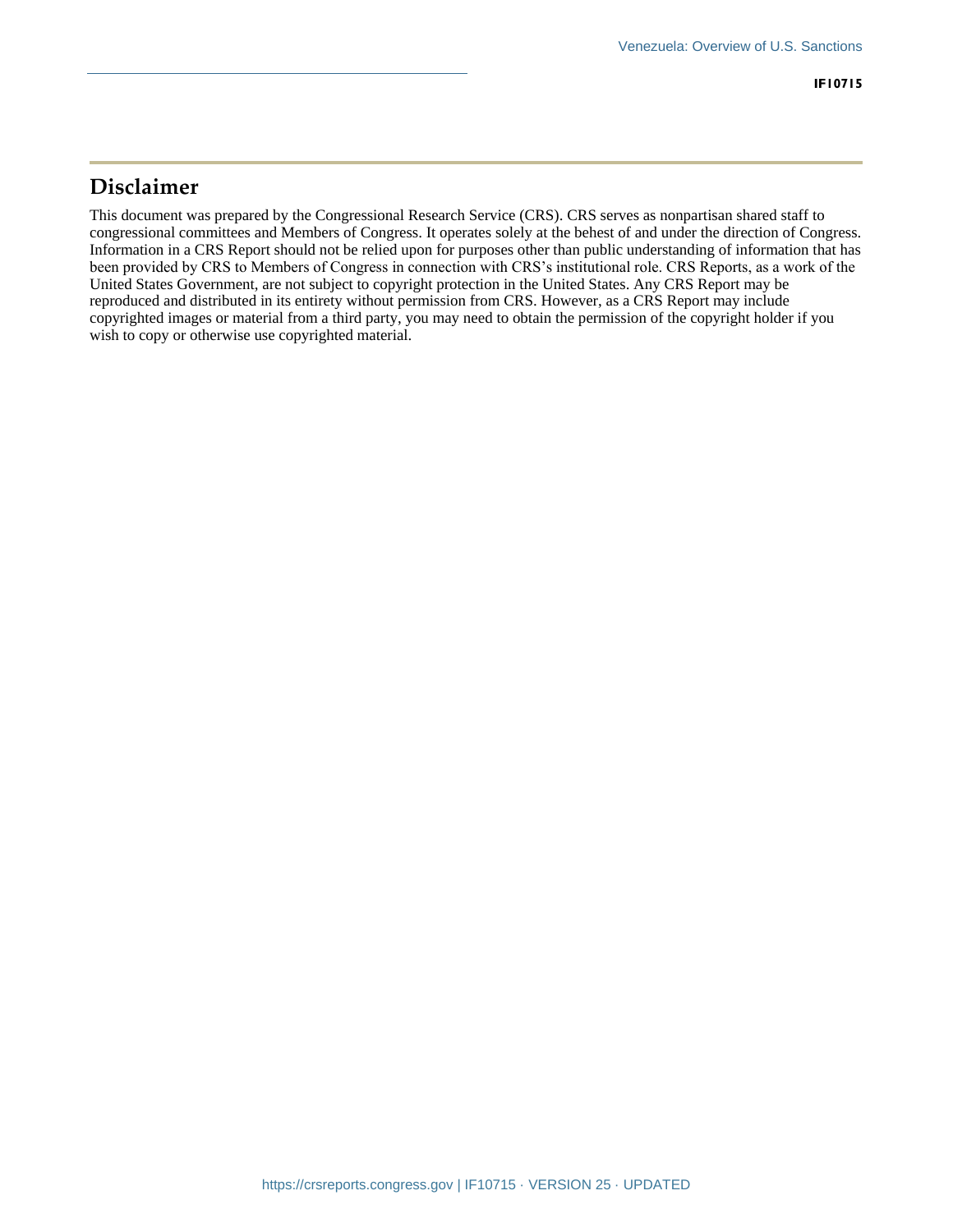## Disclaimer

This document was prepared by the Congressional Research Service (CRS). CRS serves as nonpartisan shared staff to congressional committees and Members of Congress. It operates solely at the behest of and under the direction of Congress. Information in a CRS Report should not be relied upon for purposes other than public understanding of information that has been provided by CRS to Members of Congress in connection with CRS's institutional role. CRS Reports, as a work of the United States Government, are not subject to copyright protection in the United States. Any CRS Report may be reproduced and distributed in its entirety without permission from CRS. However, as a CRS Report may include copyrighted images or material from a third party, you may need to obtain the permission of the copyright holder if you wish to copy or otherwise use copyrighted material.